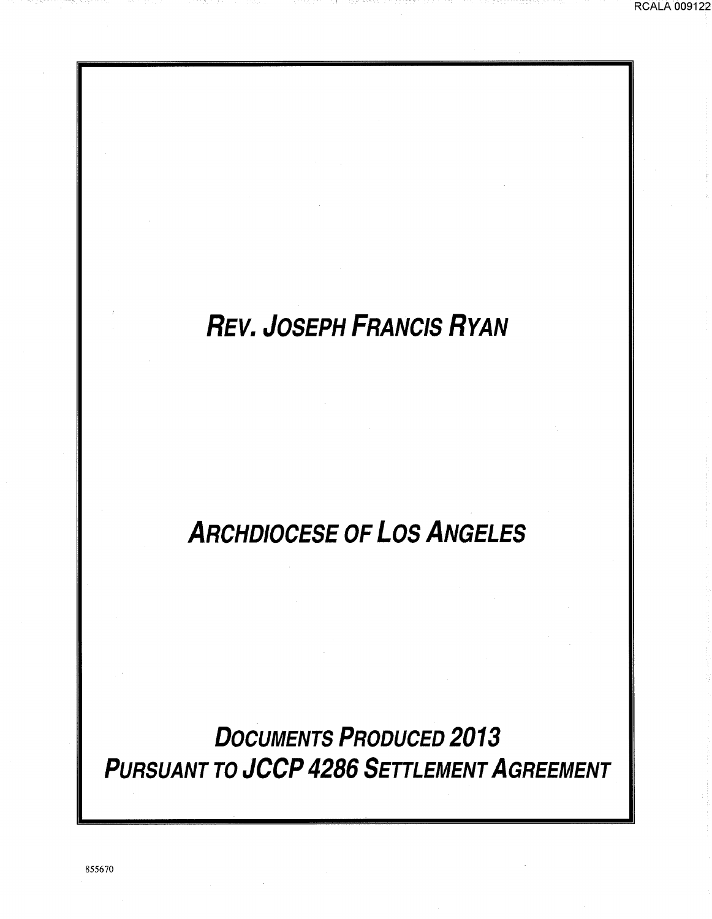# REV. JOSEPH FRANCIS RYAN

# ARCHDIOCESE OF LOS ANGELES

## DOCUMENTS PRODUCED 2013
## PURSUANT TO JCCP 4286 SETTLEMENT AGREEMENT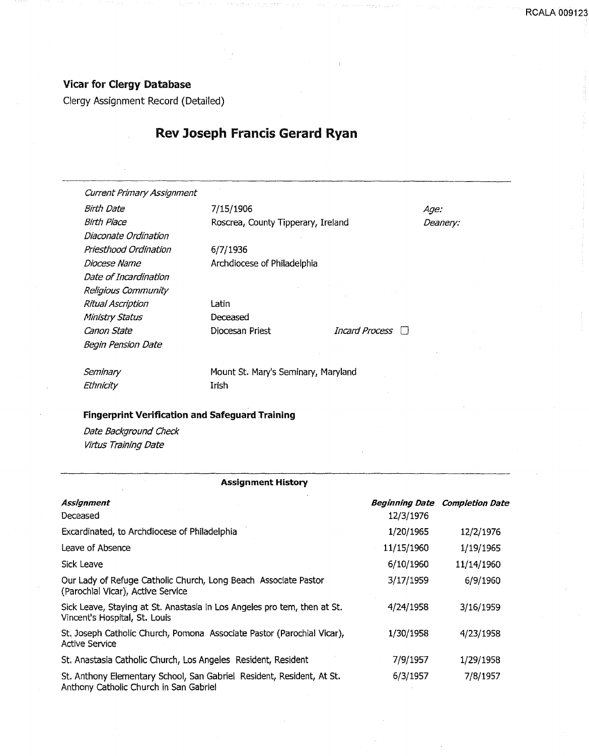**Vicar for Clergy Database**

Clergy Assignment Record (Detailed)

# Rev Joseph Francis Gerard Ryan

| | | | |
|---|---|---|---|
| *Current Primary Assignment* | | | |
| *Birth Date* | 7/15/1906 | | *Age:* |
| *Birth Place* | Roscrea, County Tipperary, Ireland | | *Deanery:* |
| *Diaconate Ordination* | | | |
| *Priesthood Ordination* | 6/7/1936 | | |
| *Diocese Name* | Archdiocese of Philadelphia | | |
| *Date of Incardination* | | | |
| *Religious Community* | | | |
| *Ritual Ascription* | Latin | | |
| *Ministry Status* | Deceased | | |
| *Canon State* | Diocesan Priest | *Incard Process* ☐ | |
| *Begin Pension Date* | | | |
| *Seminary* | Mount St. Mary's Seminary, Maryland | | |
| *Ethnicity* | Irish | | |

**Fingerprint Verification and Safeguard Training**

*Date Background Check*

*Virtus Training Date*

**Assignment History**

| *Assignment* | *Beginning Date* | *Completion Date* |
|---|---|---|
| Deceased | 12/3/1976 | |
| Excardinated, to Archdiocese of Philadelphia | 1/20/1965 | 12/2/1976 |
| Leave of Absence | 11/15/1960 | 1/19/1965 |
| Sick Leave | 6/10/1960 | 11/14/1960 |
| Our Lady of Refuge Catholic Church, Long Beach Associate Pastor (Parochial Vicar), Active Service | 3/17/1959 | 6/9/1960 |
| Sick Leave, Staying at St. Anastasia in Los Angeles pro tem, then at St. Vincent's Hospital, St. Louis | 4/24/1958 | 3/16/1959 |
| St. Joseph Catholic Church, Pomona Associate Pastor (Parochial Vicar), Active Service | 1/30/1958 | 4/23/1958 |
| St. Anastasia Catholic Church, Los Angeles Resident, Resident | 7/9/1957 | 1/29/1958 |
| St. Anthony Elementary School, San Gabriel Resident, Resident, At St. Anthony Catholic Church in San Gabriel | 6/3/1957 | 7/8/1957 |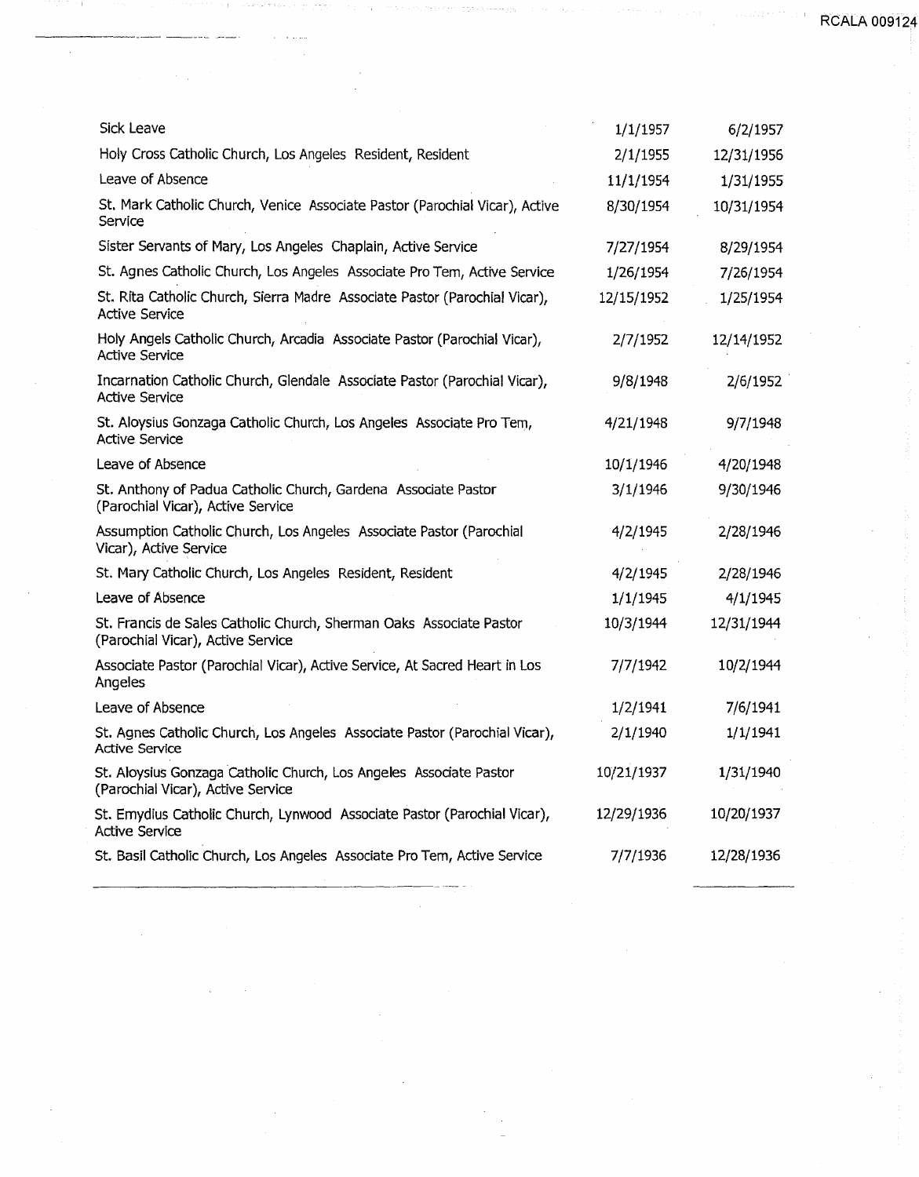| | | |
|---|---|---|
| Sick Leave | 1/1/1957 | 6/2/1957 |
| Holy Cross Catholic Church, Los Angeles Resident, Resident | 2/1/1955 | 12/31/1956 |
| Leave of Absence | 11/1/1954 | 1/31/1955 |
| St. Mark Catholic Church, Venice Associate Pastor (Parochial Vicar), Active Service | 8/30/1954 | 10/31/1954 |
| Sister Servants of Mary, Los Angeles Chaplain, Active Service | 7/27/1954 | 8/29/1954 |
| St. Agnes Catholic Church, Los Angeles Associate Pro Tem, Active Service | 1/26/1954 | 7/26/1954 |
| St. Rita Catholic Church, Sierra Madre Associate Pastor (Parochial Vicar), Active Service | 12/15/1952 | 1/25/1954 |
| Holy Angels Catholic Church, Arcadia Associate Pastor (Parochial Vicar), Active Service | 2/7/1952 | 12/14/1952 |
| Incarnation Catholic Church, Glendale Associate Pastor (Parochial Vicar), Active Service | 9/8/1948 | 2/6/1952 |
| St. Aloysius Gonzaga Catholic Church, Los Angeles Associate Pro Tem, Active Service | 4/21/1948 | 9/7/1948 |
| Leave of Absence | 10/1/1946 | 4/20/1948 |
| St. Anthony of Padua Catholic Church, Gardena Associate Pastor (Parochial Vicar), Active Service | 3/1/1946 | 9/30/1946 |
| Assumption Catholic Church, Los Angeles Associate Pastor (Parochial Vicar), Active Service | 4/2/1945 | 2/28/1946 |
| St. Mary Catholic Church, Los Angeles Resident, Resident | 4/2/1945 | 2/28/1946 |
| Leave of Absence | 1/1/1945 | 4/1/1945 |
| St. Francis de Sales Catholic Church, Sherman Oaks Associate Pastor (Parochial Vicar), Active Service | 10/3/1944 | 12/31/1944 |
| Associate Pastor (Parochial Vicar), Active Service, At Sacred Heart in Los Angeles | 7/7/1942 | 10/2/1944 |
| Leave of Absence | 1/2/1941 | 7/6/1941 |
| St. Agnes Catholic Church, Los Angeles Associate Pastor (Parochial Vicar), Active Service | 2/1/1940 | 1/1/1941 |
| St. Aloysius Gonzaga Catholic Church, Los Angeles Associate Pastor (Parochial Vicar), Active Service | 10/21/1937 | 1/31/1940 |
| St. Emydius Catholic Church, Lynwood Associate Pastor (Parochial Vicar), Active Service | 12/29/1936 | 10/20/1937 |
| St. Basil Catholic Church, Los Angeles Associate Pro Tem, Active Service | 7/7/1936 | 12/28/1936 |